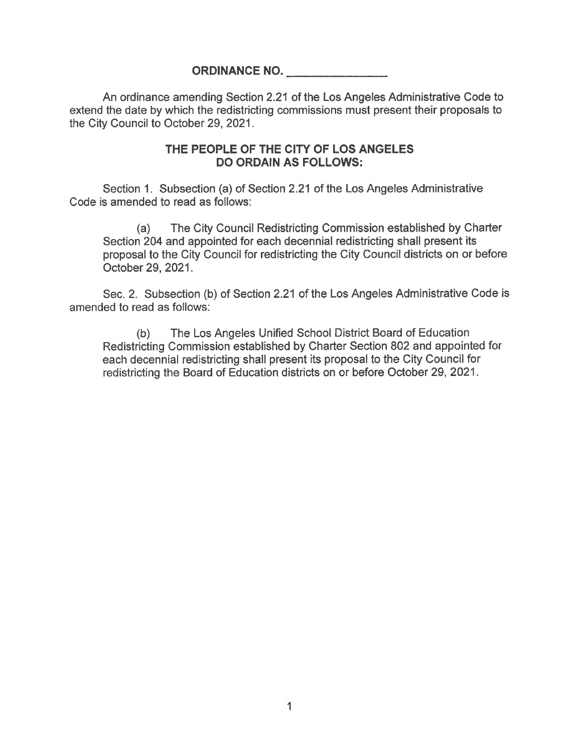# ORDINANCE NO. _______________

An ordinance amending Section 2.21 of the Los Angeles Administrative Code to extend the date by which the redistricting commissions must present their proposals to the City Council to October 29, 2021.

## THE PEOPLE OF THE CITY OF LOS ANGELES DO ORDAIN AS FOLLOWS:

Section 1. Subsection (a) of Section 2.21 of the Los Angeles Administrative Code is amended to read as follows:

> (a) The City Council Redistricting Commission established by Charter Section 204 and appointed for each decennial redistricting shall present its proposal to the City Council for redistricting the City Council districts on or before October 29, 2021.

Sec. 2. Subsection (b) of Section 2.21 of the Los Angeles Administrative Code is amended to read as follows:

> (b) The Los Angeles Unified School District Board of Education Redistricting Commission established by Charter Section 802 and appointed for each decennial redistricting shall present its proposal to the City Council for redistricting the Board of Education districts on or before October 29, 2021.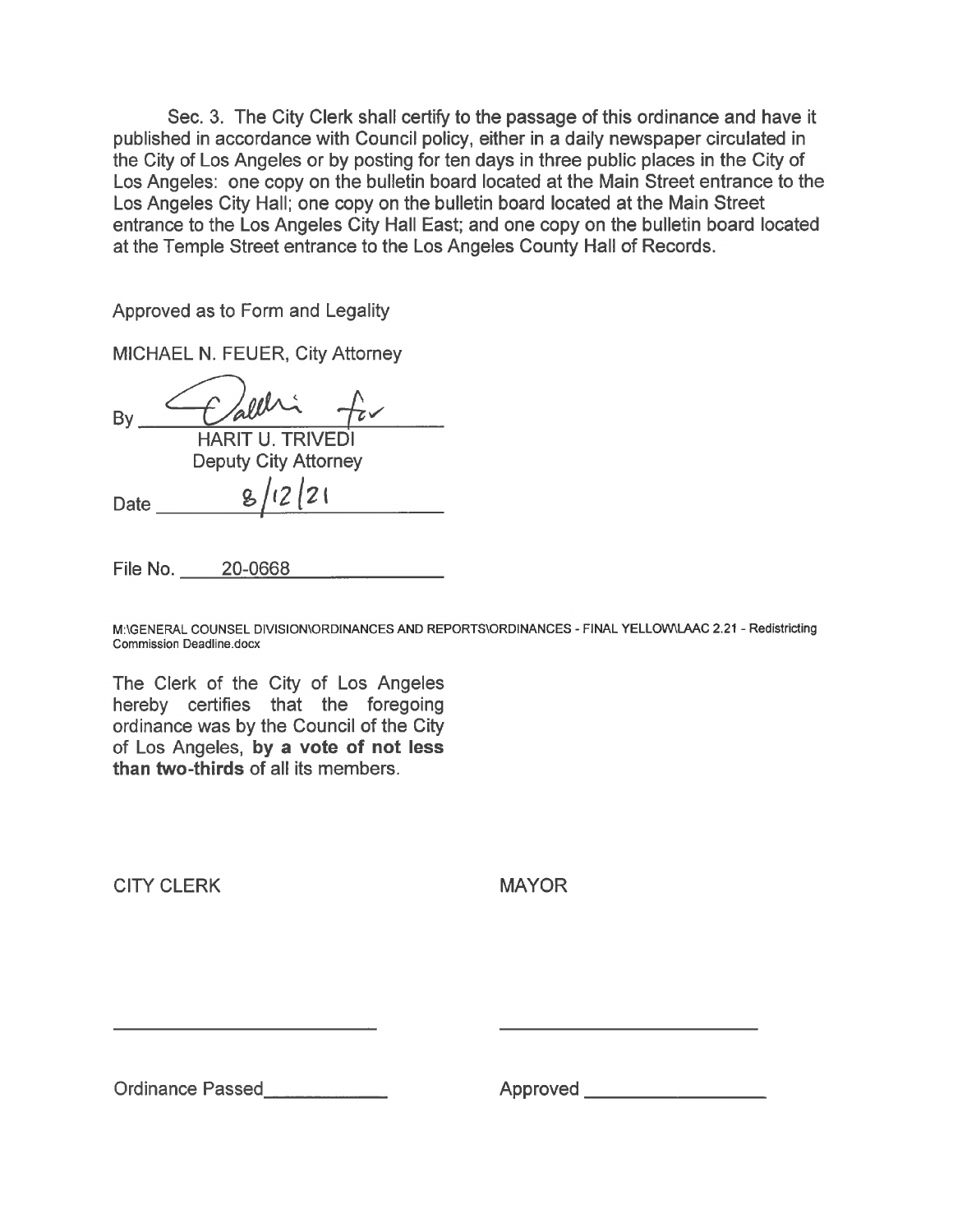Sec. 3. The City Clerk shall certify to the passage of this ordinance and have it published in accordance with Council policy, either in a daily newspaper circulated in the City of Los Angeles or by posting for ten days in three public places in the City of Los Angeles: one copy on the bulletin board located at the Main Street entrance to the Los Angeles City Hall; one copy on the bulletin board located at the Main Street entrance to the Los Angeles City Hall East; and one copy on the bulletin board located at the Temple Street entrance to the Los Angeles County Hall of Records.

Approved as to Form and Legality

MICHAEL N. FEUER, City Attorney

By ______________________
HARIT U. TRIVEDI
Deputy City Attorney

Date 8/12/21

File No. 20-0668

M:\GENERAL COUNSEL DIVISION\ORDINANCES AND REPORTS\ORDINANCES - FINAL YELLOW\LAAC 2.21 - Redistricting Commission Deadline.docx

The Clerk of the City of Los Angeles hereby certifies that the foregoing ordinance was by the Council of the City of Los Angeles, **by a vote of not less than two-thirds** of all its members.

CITY CLERK

MAYOR

Ordinance Passed____________

Approved ______________